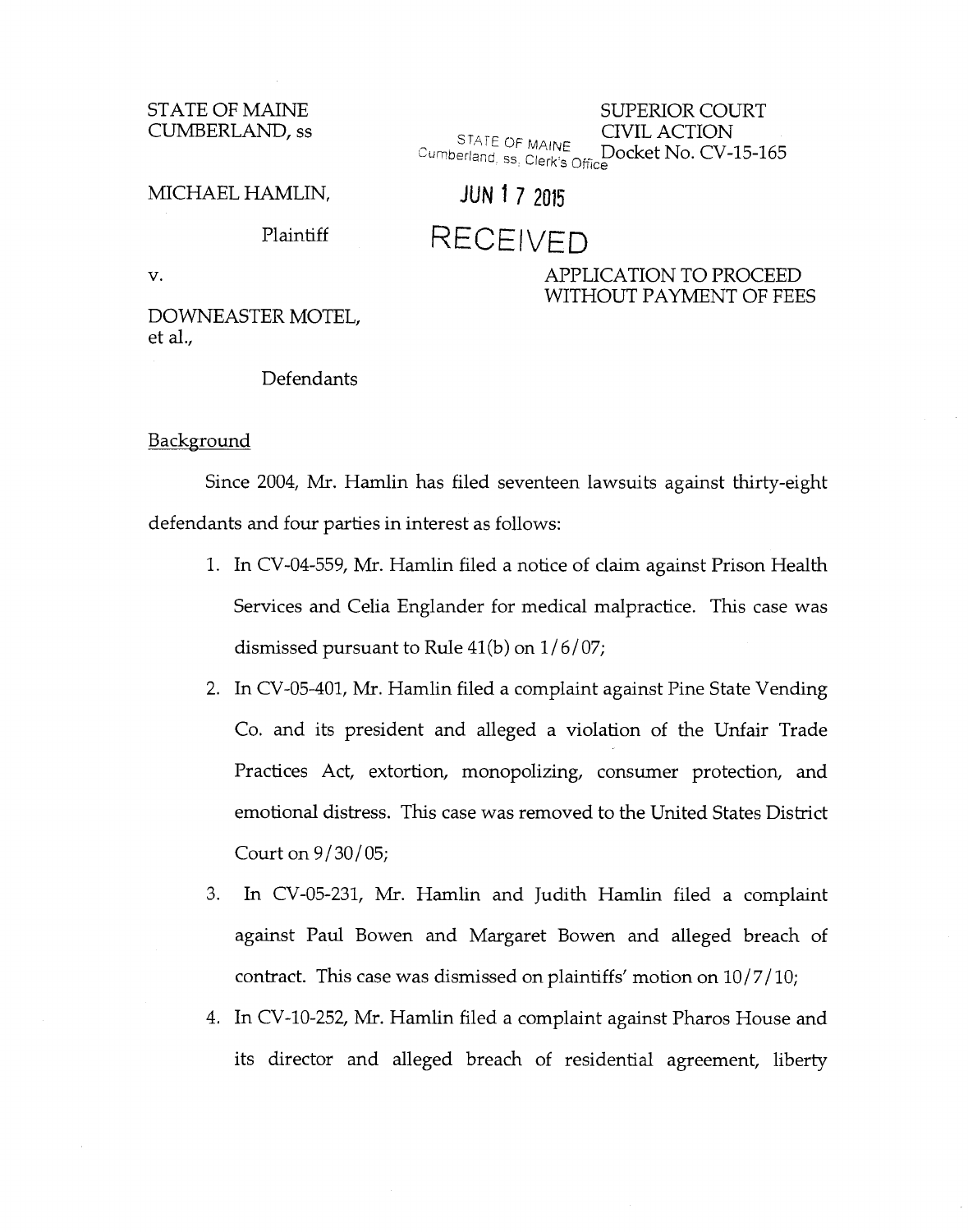STATE OF MAINE
CUMBERLAND, ss

SUPERIOR COURT
CIVIL ACTION
Docket No. CV-15-165

STATE OF MAINE
Cumberland, ss, Clerk's Office

JUN 17 2015

RECEIVED

MICHAEL HAMLIN,

Plaintiff

v.

DOWNEASTER MOTEL,
et al.,

Defendants

APPLICATION TO PROCEED WITHOUT PAYMENT OF FEES

Background

Since 2004, Mr. Hamlin has filed seventeen lawsuits against thirty-eight defendants and four parties in interest as follows:

1. In CV-04-559, Mr. Hamlin filed a notice of claim against Prison Health Services and Celia Englander for medical malpractice. This case was dismissed pursuant to Rule 41(b) on 1/6/07;
2. In CV-05-401, Mr. Hamlin filed a complaint against Pine State Vending Co. and its president and alleged a violation of the Unfair Trade Practices Act, extortion, monopolizing, consumer protection, and emotional distress. This case was removed to the United States District Court on 9/30/05;
3. In CV-05-231, Mr. Hamlin and Judith Hamlin filed a complaint against Paul Bowen and Margaret Bowen and alleged breach of contract. This case was dismissed on plaintiffs' motion on 10/7/10;
4. In CV-10-252, Mr. Hamlin filed a complaint against Pharos House and its director and alleged breach of residential agreement, liberty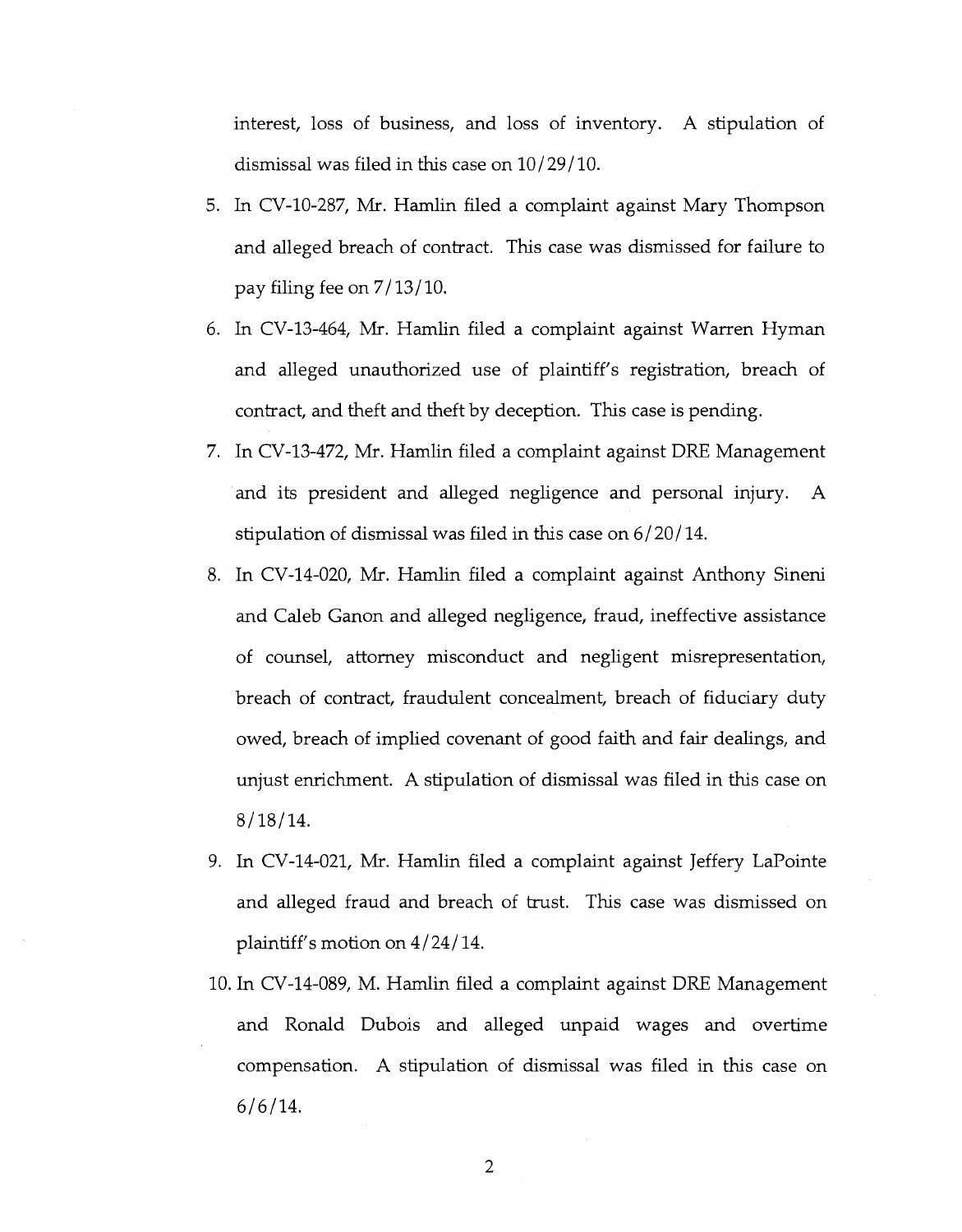interest, loss of business, and loss of inventory. A stipulation of dismissal was filed in this case on 10/29/10.

5. In CV-10-287, Mr. Hamlin filed a complaint against Mary Thompson and alleged breach of contract. This case was dismissed for failure to pay filing fee on 7/13/10.

6. In CV-13-464, Mr. Hamlin filed a complaint against Warren Hyman and alleged unauthorized use of plaintiff's registration, breach of contract, and theft and theft by deception. This case is pending.

7. In CV-13-472, Mr. Hamlin filed a complaint against DRE Management and its president and alleged negligence and personal injury. A stipulation of dismissal was filed in this case on 6/20/14.

8. In CV-14-020, Mr. Hamlin filed a complaint against Anthony Sineni and Caleb Ganon and alleged negligence, fraud, ineffective assistance of counsel, attorney misconduct and negligent misrepresentation, breach of contract, fraudulent concealment, breach of fiduciary duty owed, breach of implied covenant of good faith and fair dealings, and unjust enrichment. A stipulation of dismissal was filed in this case on 8/18/14.

9. In CV-14-021, Mr. Hamlin filed a complaint against Jeffery LaPointe and alleged fraud and breach of trust. This case was dismissed on plaintiff's motion on 4/24/14.

10. In CV-14-089, M. Hamlin filed a complaint against DRE Management and Ronald Dubois and alleged unpaid wages and overtime compensation. A stipulation of dismissal was filed in this case on 6/6/14.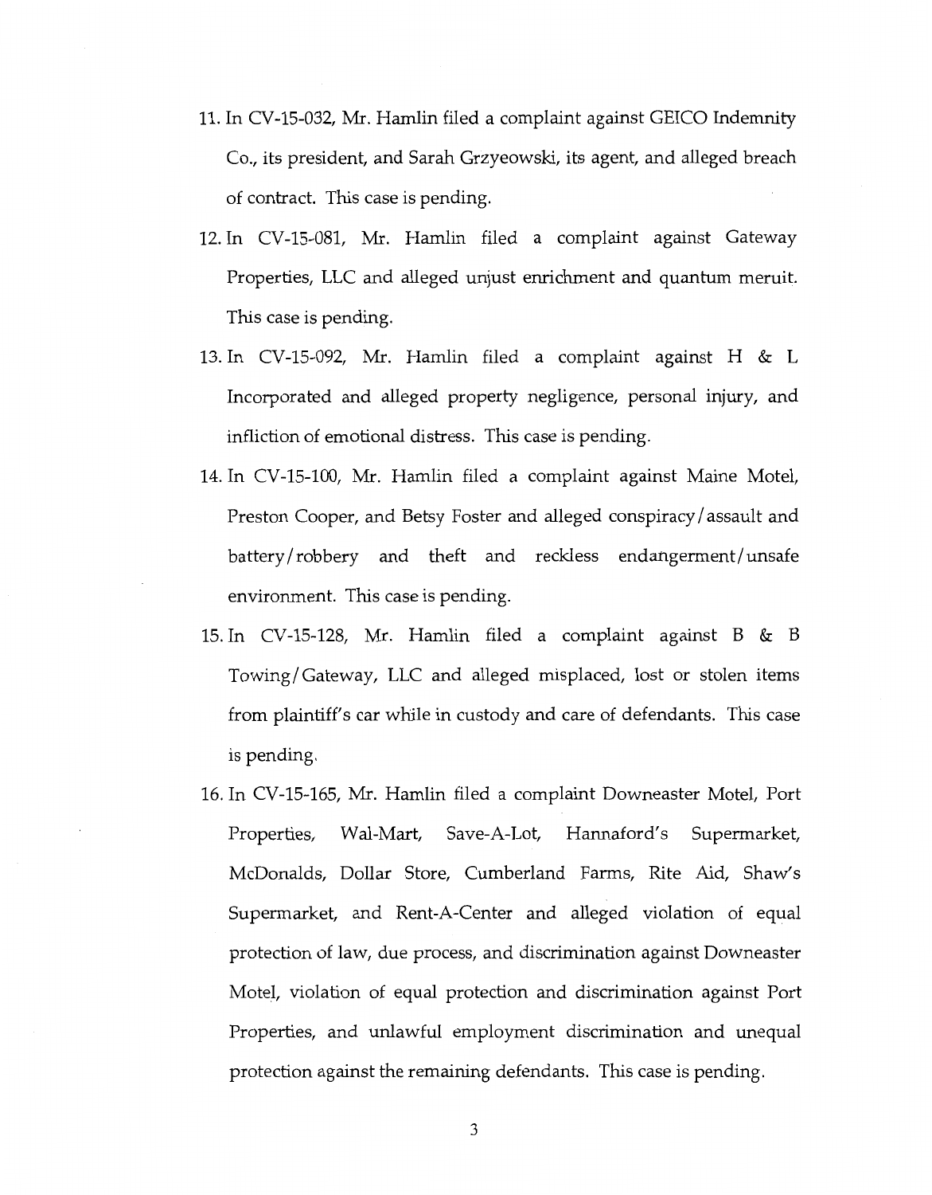11. In CV-15-032, Mr. Hamlin filed a complaint against GEICO Indemnity Co., its president, and Sarah Grzyeowski, its agent, and alleged breach of contract. This case is pending.
12. In CV-15-081, Mr. Hamlin filed a complaint against Gateway Properties, LLC and alleged unjust enrichment and quantum meruit. This case is pending.
13. In CV-15-092, Mr. Hamlin filed a complaint against H & L Incorporated and alleged property negligence, personal injury, and infliction of emotional distress. This case is pending.
14. In CV-15-100, Mr. Hamlin filed a complaint against Maine Motel, Preston Cooper, and Betsy Foster and alleged conspiracy/assault and battery/robbery and theft and reckless endangerment/unsafe environment. This case is pending.
15. In CV-15-128, Mr. Hamlin filed a complaint against B & B Towing/Gateway, LLC and alleged misplaced, lost or stolen items from plaintiff's car while in custody and care of defendants. This case is pending.
16. In CV-15-165, Mr. Hamlin filed a complaint Downeaster Motel, Port Properties, Wal-Mart, Save-A-Lot, Hannaford's Supermarket, McDonalds, Dollar Store, Cumberland Farms, Rite Aid, Shaw's Supermarket, and Rent-A-Center and alleged violation of equal protection of law, due process, and discrimination against Downeaster Motel, violation of equal protection and discrimination against Port Properties, and unlawful employment discrimination and unequal protection against the remaining defendants. This case is pending.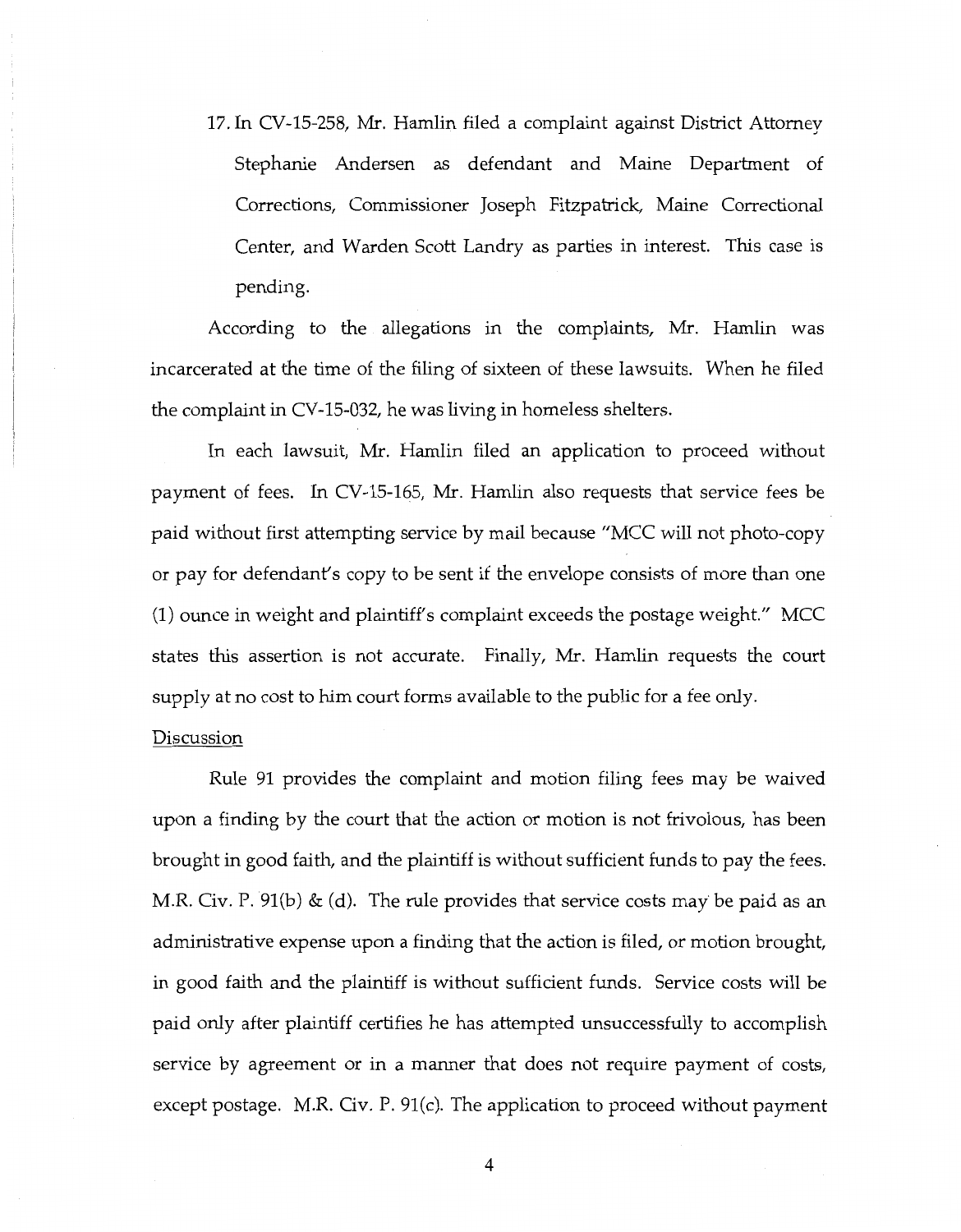17. In CV-15-258, Mr. Hamlin filed a complaint against District Attorney Stephanie Andersen as defendant and Maine Department of Corrections, Commissioner Joseph Fitzpatrick, Maine Correctional Center, and Warden Scott Landry as parties in interest. This case is pending.

According to the allegations in the complaints, Mr. Hamlin was incarcerated at the time of the filing of sixteen of these lawsuits. When he filed the complaint in CV-15-032, he was living in homeless shelters.

In each lawsuit, Mr. Hamlin filed an application to proceed without payment of fees. In CV-15-165, Mr. Hamlin also requests that service fees be paid without first attempting service by mail because "MCC will not photo-copy or pay for defendant's copy to be sent if the envelope consists of more than one (1) ounce in weight and plaintiff's complaint exceeds the postage weight." MCC states this assertion is not accurate. Finally, Mr. Hamlin requests the court supply at no cost to him court forms available to the public for a fee only.

Discussion

Rule 91 provides the complaint and motion filing fees may be waived upon a finding by the court that the action or motion is not frivolous, has been brought in good faith, and the plaintiff is without sufficient funds to pay the fees. M.R. Civ. P. 91(b) & (d). The rule provides that service costs may be paid as an administrative expense upon a finding that the action is filed, or motion brought, in good faith and the plaintiff is without sufficient funds. Service costs will be paid only after plaintiff certifies he has attempted unsuccessfully to accomplish service by agreement or in a manner that does not require payment of costs, except postage. M.R. Civ. P. 91(c). The application to proceed without payment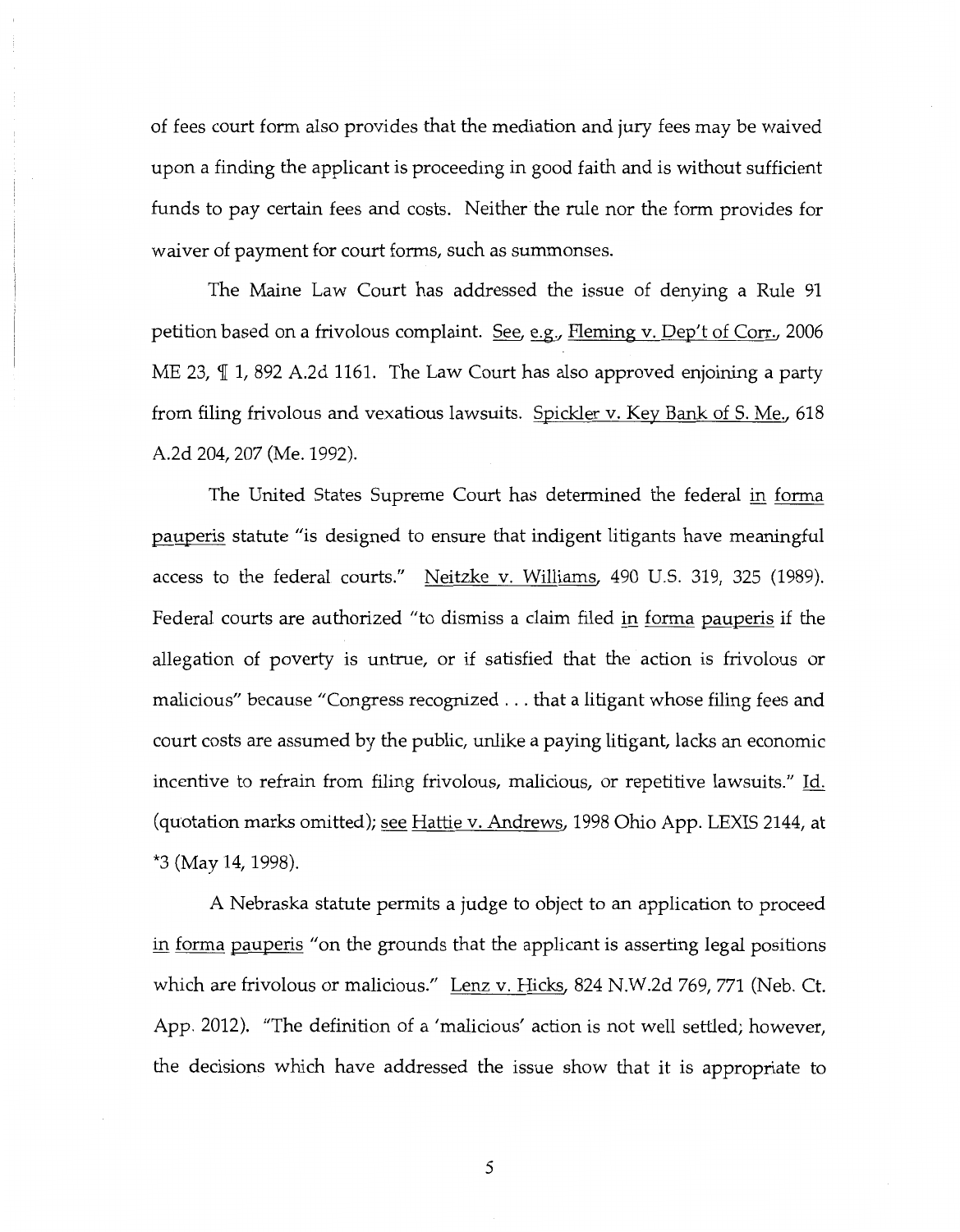of fees court form also provides that the mediation and jury fees may be waived upon a finding the applicant is proceeding in good faith and is without sufficient funds to pay certain fees and costs. Neither the rule nor the form provides for waiver of payment for court forms, such as summonses.

The Maine Law Court has addressed the issue of denying a Rule 91 petition based on a frivolous complaint. See, e.g., Fleming v. Dep't of Corr., 2006 ME 23, ¶ 1, 892 A.2d 1161. The Law Court has also approved enjoining a party from filing frivolous and vexatious lawsuits. Spickler v. Key Bank of S. Me., 618 A.2d 204, 207 (Me. 1992).

The United States Supreme Court has determined the federal in forma pauperis statute "is designed to ensure that indigent litigants have meaningful access to the federal courts." Neitzke v. Williams, 490 U.S. 319, 325 (1989). Federal courts are authorized "to dismiss a claim filed in forma pauperis if the allegation of poverty is untrue, or if satisfied that the action is frivolous or malicious" because "Congress recognized . . . that a litigant whose filing fees and court costs are assumed by the public, unlike a paying litigant, lacks an economic incentive to refrain from filing frivolous, malicious, or repetitive lawsuits." Id. (quotation marks omitted); see Hattie v. Andrews, 1998 Ohio App. LEXIS 2144, at *3 (May 14, 1998).

A Nebraska statute permits a judge to object to an application to proceed in forma pauperis "on the grounds that the applicant is asserting legal positions which are frivolous or malicious." Lenz v. Hicks, 824 N.W.2d 769, 771 (Neb. Ct. App. 2012). "The definition of a 'malicious' action is not well settled; however, the decisions which have addressed the issue show that it is appropriate to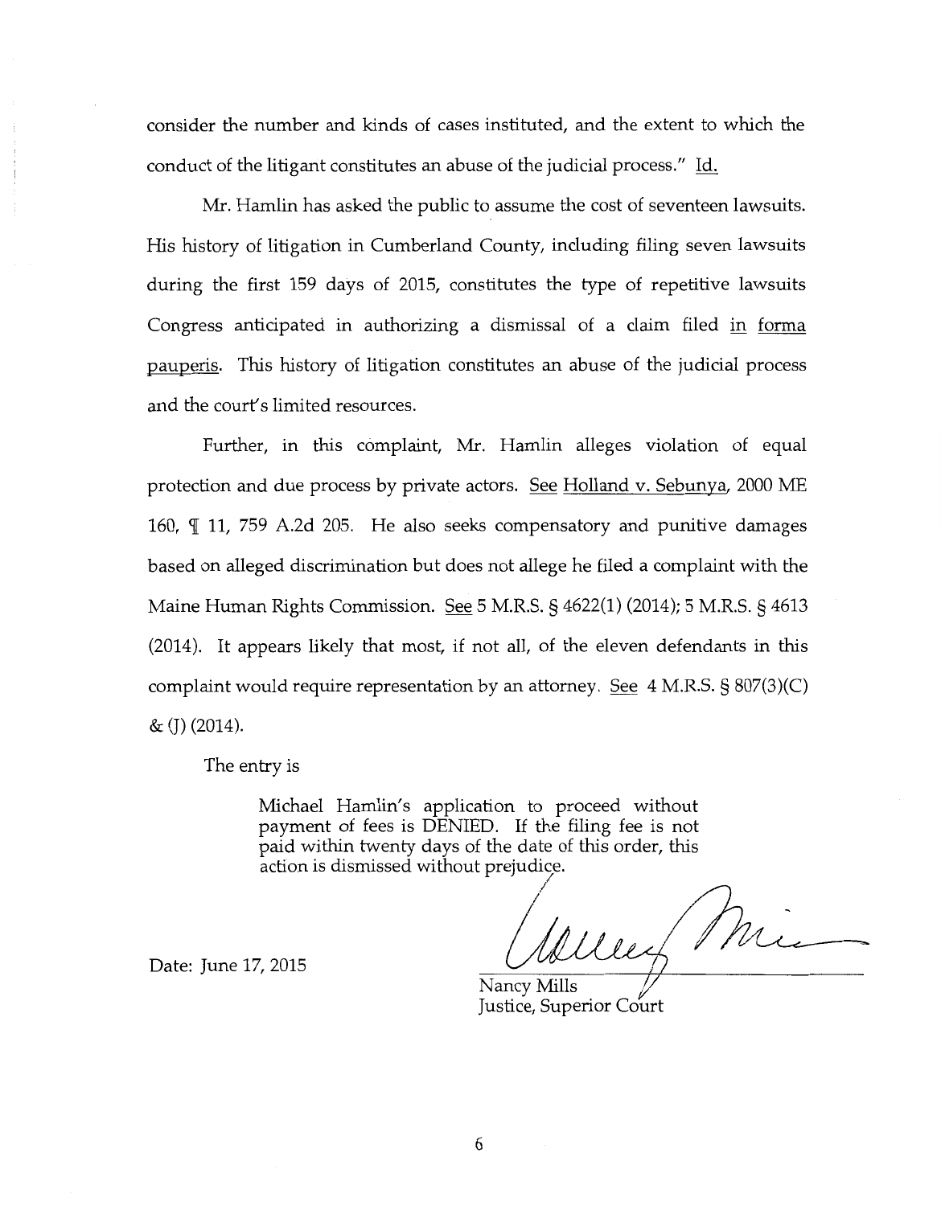consider the number and kinds of cases instituted, and the extent to which the conduct of the litigant constitutes an abuse of the judicial process." Id.

Mr. Hamlin has asked the public to assume the cost of seventeen lawsuits. His history of litigation in Cumberland County, including filing seven lawsuits during the first 159 days of 2015, constitutes the type of repetitive lawsuits Congress anticipated in authorizing a dismissal of a claim filed in forma pauperis. This history of litigation constitutes an abuse of the judicial process and the court's limited resources.

Further, in this complaint, Mr. Hamlin alleges violation of equal protection and due process by private actors. See Holland v. Sebunya, 2000 ME 160, ¶ 11, 759 A.2d 205. He also seeks compensatory and punitive damages based on alleged discrimination but does not allege he filed a complaint with the Maine Human Rights Commission. See 5 M.R.S. § 4622(1) (2014); 5 M.R.S. § 4613 (2014). It appears likely that most, if not all, of the eleven defendants in this complaint would require representation by an attorney. See 4 M.R.S. § 807(3)(C) & (J) (2014).

The entry is

> Michael Hamlin's application to proceed without payment of fees is DENIED. If the filing fee is not paid within twenty days of the date of this order, this action is dismissed without prejudice.

Date: June 17, 2015

Nancy Mills
Justice, Superior Court